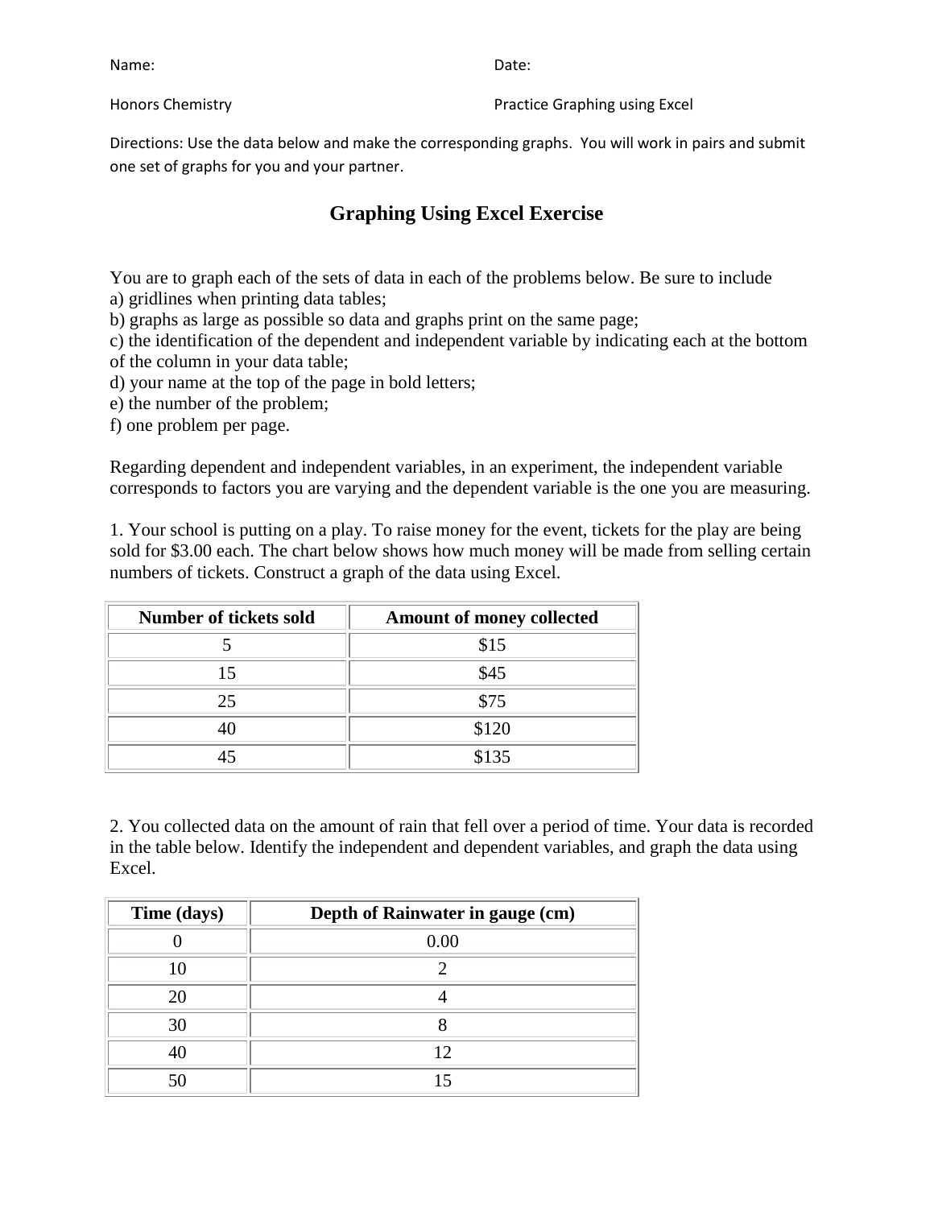Name: Date:

Honors Chemistry Practice Graphing using Excel

Directions: Use the data below and make the corresponding graphs. You will work in pairs and submit one set of graphs for you and your partner.

## Graphing Using Excel Exercise

You are to graph each of the sets of data in each of the problems below. Be sure to include
a) gridlines when printing data tables;
b) graphs as large as possible so data and graphs print on the same page;
c) the identification of the dependent and independent variable by indicating each at the bottom of the column in your data table;
d) your name at the top of the page in bold letters;
e) the number of the problem;
f) one problem per page.

Regarding dependent and independent variables, in an experiment, the independent variable corresponds to factors you are varying and the dependent variable is the one you are measuring.

1. Your school is putting on a play. To raise money for the event, tickets for the play are being sold for $3.00 each. The chart below shows how much money will be made from selling certain numbers of tickets. Construct a graph of the data using Excel.

| Number of tickets sold | Amount of money collected |
|---|---|
| 5 | $15 |
| 15 | $45 |
| 25 | $75 |
| 40 | $120 |
| 45 | $135 |

2. You collected data on the amount of rain that fell over a period of time. Your data is recorded in the table below. Identify the independent and dependent variables, and graph the data using Excel.

| Time (days) | Depth of Rainwater in gauge (cm) |
|---|---|
| 0 | 0.00 |
| 10 | 2 |
| 20 | 4 |
| 30 | 8 |
| 40 | 12 |
| 50 | 15 |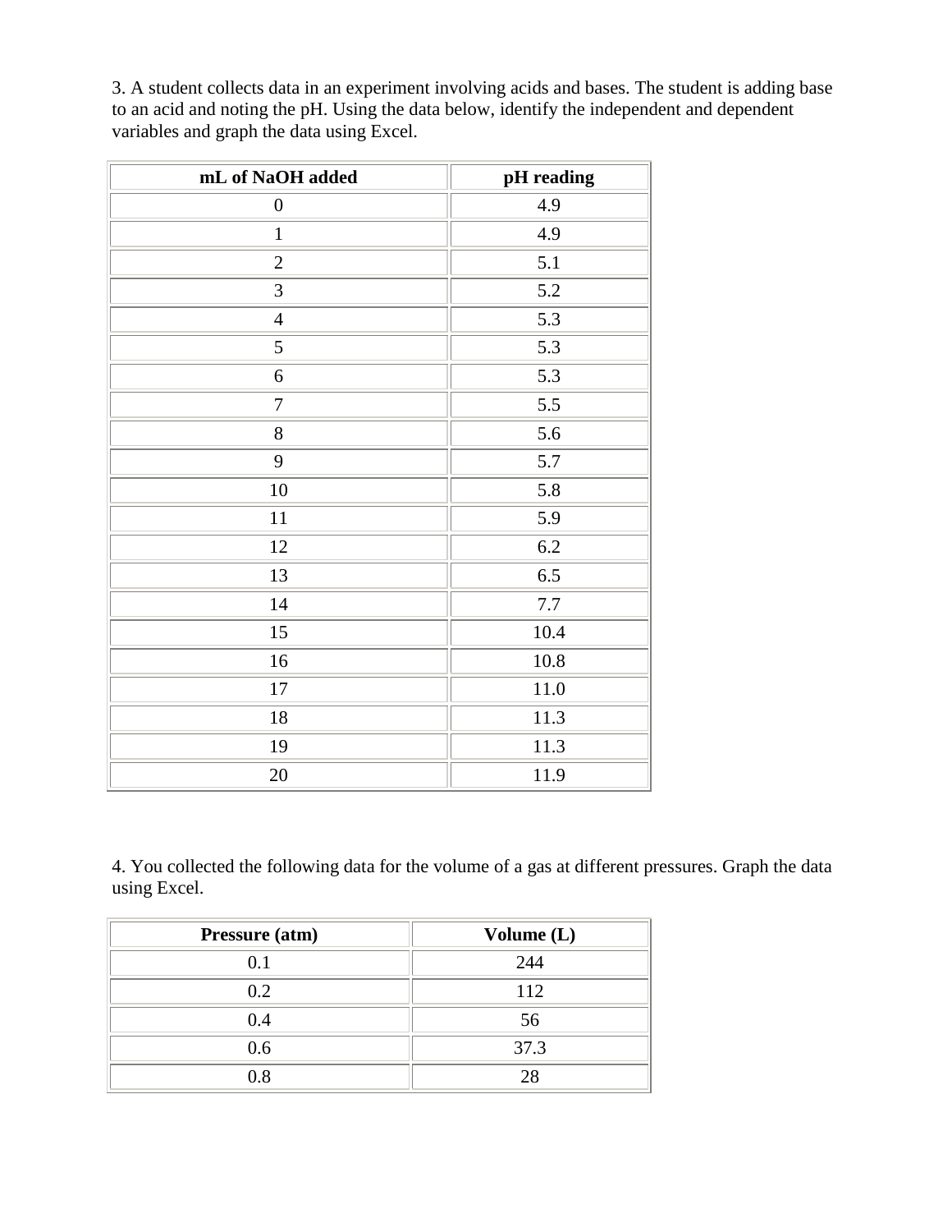3. A student collects data in an experiment involving acids and bases. The student is adding base to an acid and noting the pH. Using the data below, identify the independent and dependent variables and graph the data using Excel.

| mL of NaOH added | pH reading |
|---|---|
| 0 | 4.9 |
| 1 | 4.9 |
| 2 | 5.1 |
| 3 | 5.2 |
| 4 | 5.3 |
| 5 | 5.3 |
| 6 | 5.3 |
| 7 | 5.5 |
| 8 | 5.6 |
| 9 | 5.7 |
| 10 | 5.8 |
| 11 | 5.9 |
| 12 | 6.2 |
| 13 | 6.5 |
| 14 | 7.7 |
| 15 | 10.4 |
| 16 | 10.8 |
| 17 | 11.0 |
| 18 | 11.3 |
| 19 | 11.3 |
| 20 | 11.9 |

4. You collected the following data for the volume of a gas at different pressures. Graph the data using Excel.

| Pressure (atm) | Volume (L) |
|---|---|
| 0.1 | 244 |
| 0.2 | 112 |
| 0.4 | 56 |
| 0.6 | 37.3 |
| 0.8 | 28 |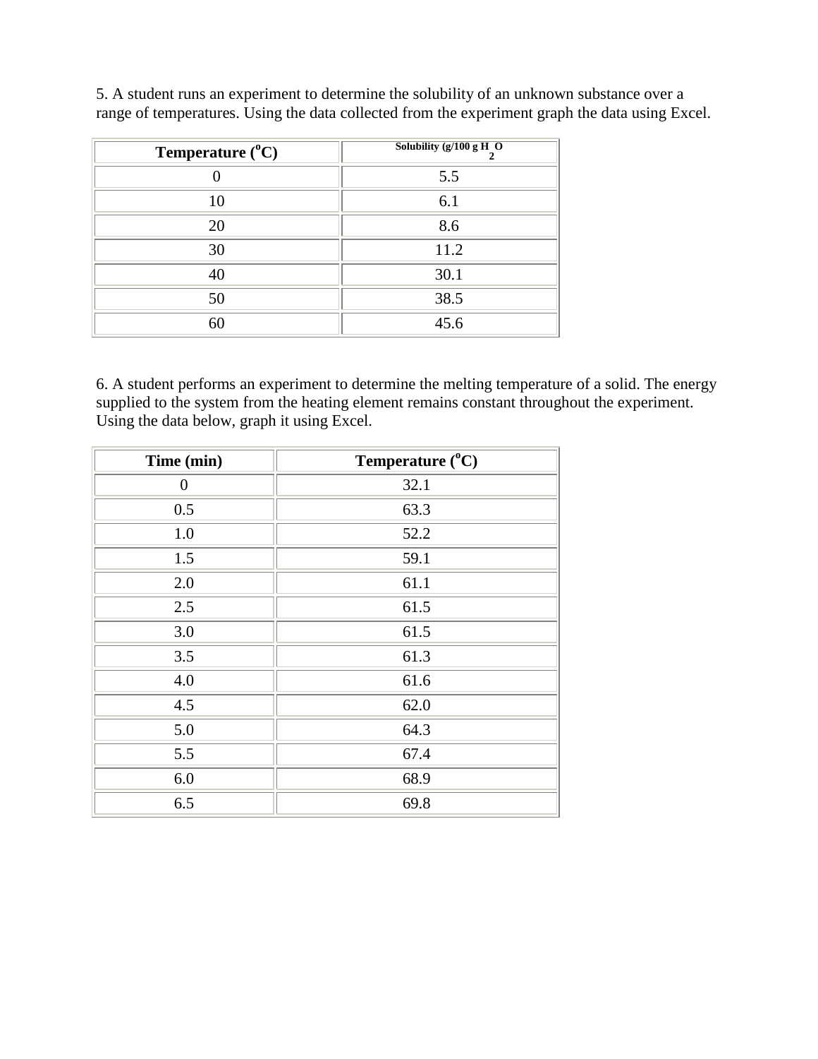5. A student runs an experiment to determine the solubility of an unknown substance over a range of temperatures. Using the data collected from the experiment graph the data using Excel.

| Temperature ($^oC$) | Solubility (g/100 g $H_2O$ |
|---|---|
| 0 | 5.5 |
| 10 | 6.1 |
| 20 | 8.6 |
| 30 | 11.2 |
| 40 | 30.1 |
| 50 | 38.5 |
| 60 | 45.6 |

6. A student performs an experiment to determine the melting temperature of a solid. The energy supplied to the system from the heating element remains constant throughout the experiment. Using the data below, graph it using Excel.

| Time (min) | Temperature ($^oC$) |
|---|---|
| 0 | 32.1 |
| 0.5 | 63.3 |
| 1.0 | 52.2 |
| 1.5 | 59.1 |
| 2.0 | 61.1 |
| 2.5 | 61.5 |
| 3.0 | 61.5 |
| 3.5 | 61.3 |
| 4.0 | 61.6 |
| 4.5 | 62.0 |
| 5.0 | 64.3 |
| 5.5 | 67.4 |
| 6.0 | 68.9 |
| 6.5 | 69.8 |